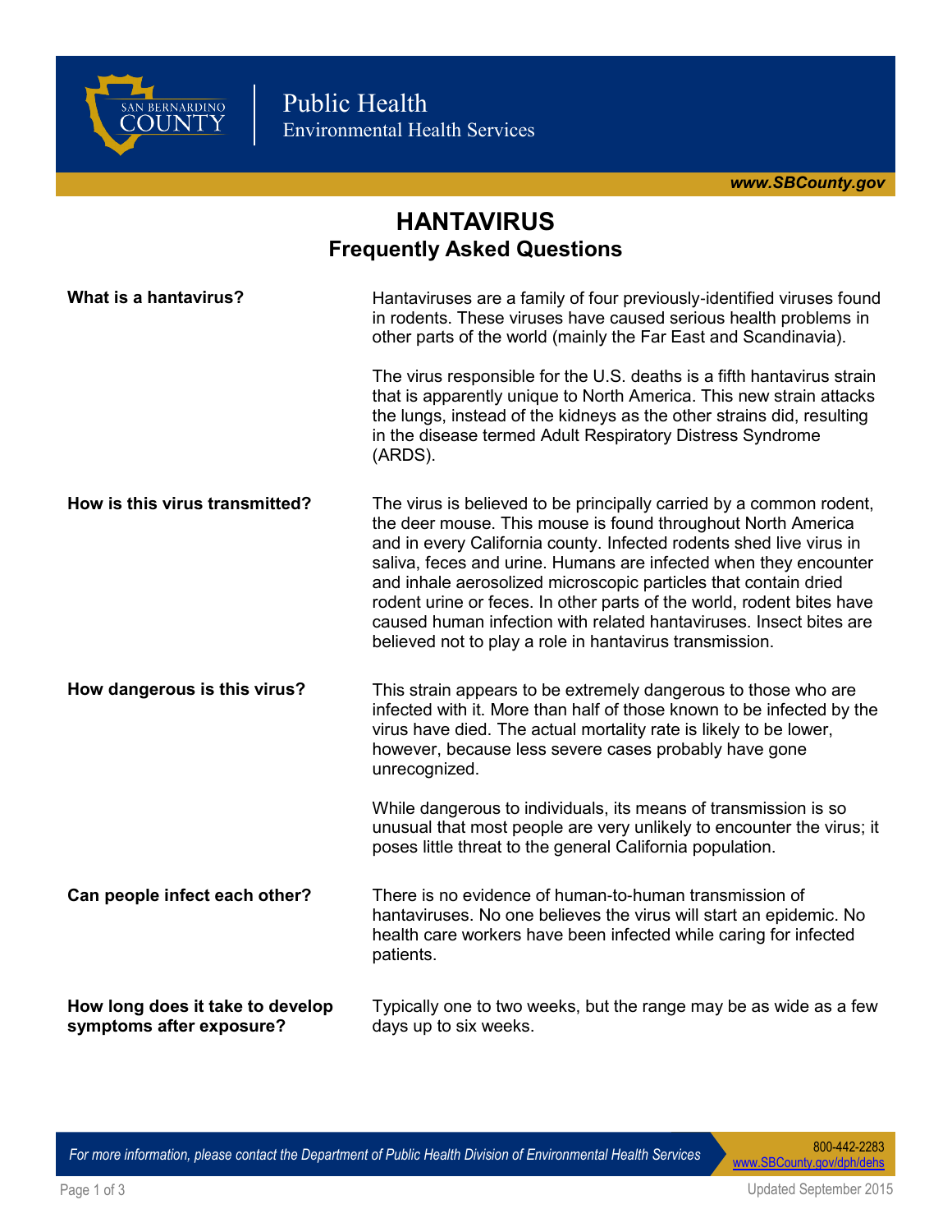# HANTAVIRUS

## Frequently Asked Questions

**What is a hantavirus?**

Hantaviruses are a family of four previously-identified viruses found in rodents. These viruses have caused serious health problems in other parts of the world (mainly the Far East and Scandinavia).

The virus responsible for the U.S. deaths is a fifth hantavirus strain that is apparently unique to North America. This new strain attacks the lungs, instead of the kidneys as the other strains did, resulting in the disease termed Adult Respiratory Distress Syndrome (ARDS).

**How is this virus transmitted?**

The virus is believed to be principally carried by a common rodent, the deer mouse. This mouse is found throughout North America and in every California county. Infected rodents shed live virus in saliva, feces and urine. Humans are infected when they encounter and inhale aerosolized microscopic particles that contain dried rodent urine or feces. In other parts of the world, rodent bites have caused human infection with related hantaviruses. Insect bites are believed not to play a role in hantavirus transmission.

**How dangerous is this virus?**

This strain appears to be extremely dangerous to those who are infected with it. More than half of those known to be infected by the virus have died. The actual mortality rate is likely to be lower, however, because less severe cases probably have gone unrecognized.

While dangerous to individuals, its means of transmission is so unusual that most people are very unlikely to encounter the virus; it poses little threat to the general California population.

**Can people infect each other?**

There is no evidence of human-to-human transmission of hantaviruses. No one believes the virus will start an epidemic. No health care workers have been infected while caring for infected patients.

**How long does it take to develop symptoms after exposure?**

Typically one to two weeks, but the range may be as wide as a few days up to six weeks.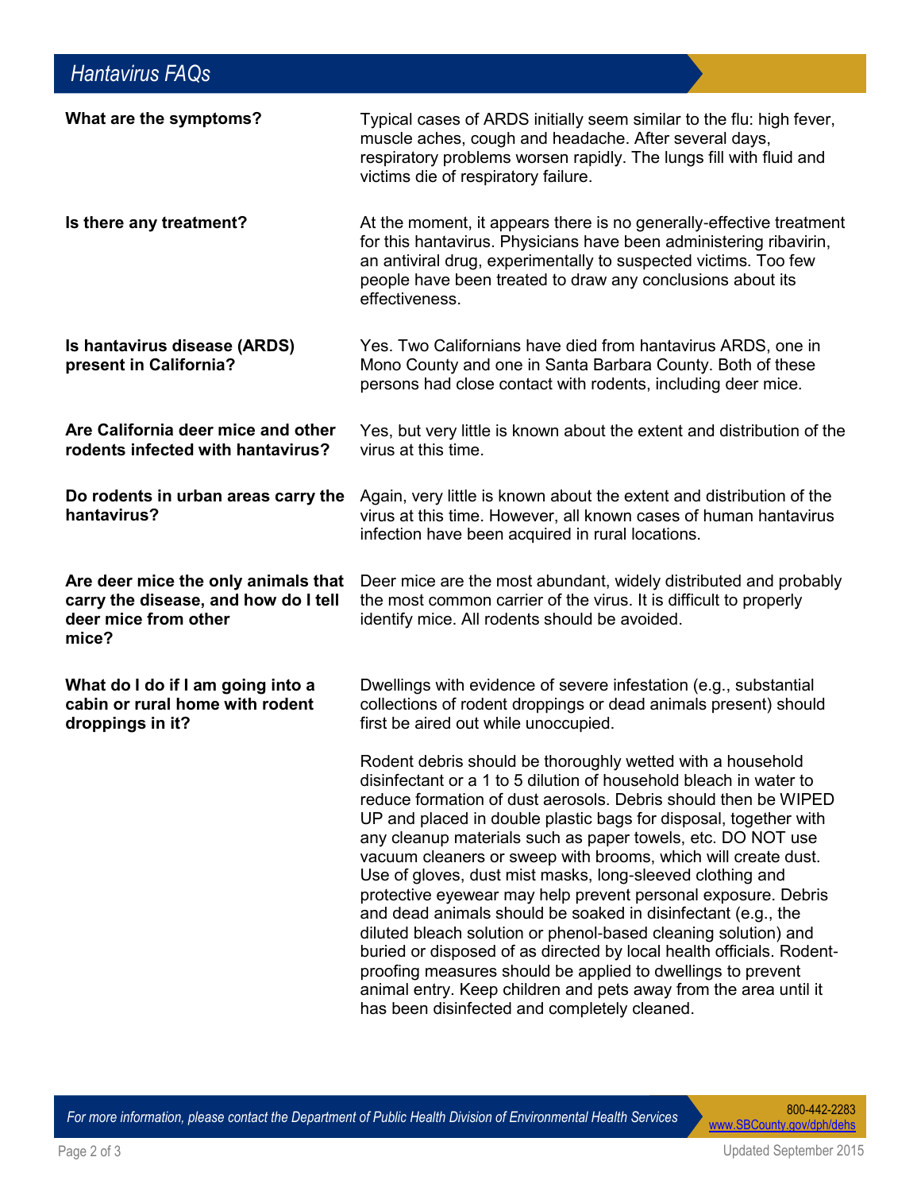## Hantavirus FAQs

**What are the symptoms?**

Typical cases of ARDS initially seem similar to the flu: high fever, muscle aches, cough and headache. After several days, respiratory problems worsen rapidly. The lungs fill with fluid and victims die of respiratory failure.

**Is there any treatment?**

At the moment, it appears there is no generally-effective treatment for this hantavirus. Physicians have been administering ribavirin, an antiviral drug, experimentally to suspected victims. Too few people have been treated to draw any conclusions about its effectiveness.

**Is hantavirus disease (ARDS) present in California?**

Yes. Two Californians have died from hantavirus ARDS, one in Mono County and one in Santa Barbara County. Both of these persons had close contact with rodents, including deer mice.

**Are California deer mice and other rodents infected with hantavirus?**

Yes, but very little is known about the extent and distribution of the virus at this time.

**Do rodents in urban areas carry the hantavirus?**

Again, very little is known about the extent and distribution of the virus at this time. However, all known cases of human hantavirus infection have been acquired in rural locations.

**Are deer mice the only animals that carry the disease, and how do I tell deer mice from other mice?**

Deer mice are the most abundant, widely distributed and probably the most common carrier of the virus. It is difficult to properly identify mice. All rodents should be avoided.

**What do I do if I am going into a cabin or rural home with rodent droppings in it?**

Dwellings with evidence of severe infestation (e.g., substantial collections of rodent droppings or dead animals present) should first be aired out while unoccupied.

Rodent debris should be thoroughly wetted with a household disinfectant or a 1 to 5 dilution of household bleach in water to reduce formation of dust aerosols. Debris should then be WIPED UP and placed in double plastic bags for disposal, together with any cleanup materials such as paper towels, etc. DO NOT use vacuum cleaners or sweep with brooms, which will create dust. Use of gloves, dust mist masks, long-sleeved clothing and protective eyewear may help prevent personal exposure. Debris and dead animals should be soaked in disinfectant (e.g., the diluted bleach solution or phenol-based cleaning solution) and buried or disposed of as directed by local health officials. Rodent-proofing measures should be applied to dwellings to prevent animal entry. Keep children and pets away from the area until it has been disinfected and completely cleaned.

*For more information, please contact the Department of Public Health Division of Environmental Health Services*

800-442-2283
www.SBCounty.gov/dph/dehs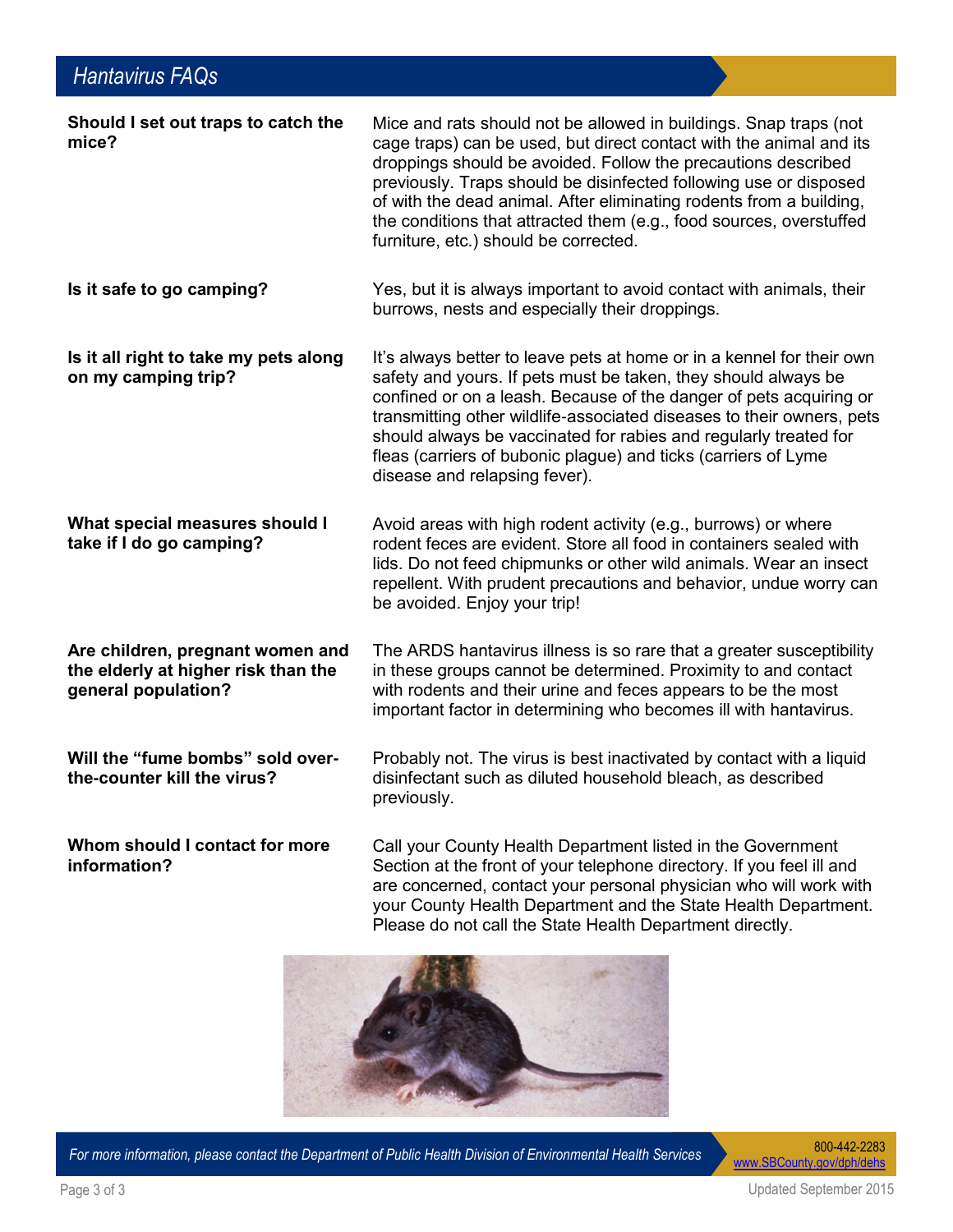## Hantavirus FAQs

**Should I set out traps to catch the mice?**

Mice and rats should not be allowed in buildings. Snap traps (not cage traps) can be used, but direct contact with the animal and its droppings should be avoided. Follow the precautions described previously. Traps should be disinfected following use or disposed of with the dead animal. After eliminating rodents from a building, the conditions that attracted them (e.g., food sources, overstuffed furniture, etc.) should be corrected.

**Is it safe to go camping?**

Yes, but it is always important to avoid contact with animals, their burrows, nests and especially their droppings.

**Is it all right to take my pets along on my camping trip?**

It's always better to leave pets at home or in a kennel for their own safety and yours. If pets must be taken, they should always be confined or on a leash. Because of the danger of pets acquiring or transmitting other wildlife-associated diseases to their owners, pets should always be vaccinated for rabies and regularly treated for fleas (carriers of bubonic plague) and ticks (carriers of Lyme disease and relapsing fever).

**What special measures should I take if I do go camping?**

Avoid areas with high rodent activity (e.g., burrows) or where rodent feces are evident. Store all food in containers sealed with lids. Do not feed chipmunks or other wild animals. Wear an insect repellent. With prudent precautions and behavior, undue worry can be avoided. Enjoy your trip!

**Are children, pregnant women and the elderly at higher risk than the general population?**

The ARDS hantavirus illness is so rare that a greater susceptibility in these groups cannot be determined. Proximity to and contact with rodents and their urine and feces appears to be the most important factor in determining who becomes ill with hantavirus.

**Will the "fume bombs" sold over-the-counter kill the virus?**

Probably not. The virus is best inactivated by contact with a liquid disinfectant such as diluted household bleach, as described previously.

**Whom should I contact for more information?**

Call your County Health Department listed in the Government Section at the front of your telephone directory. If you feel ill and are concerned, contact your personal physician who will work with your County Health Department and the State Health Department. Please do not call the State Health Department directly.

*For more information, please contact the Department of Public Health Division of Environmental Health Services*

800-442-2283
www.SBCounty.gov/dph/dehs

Updated September 2015